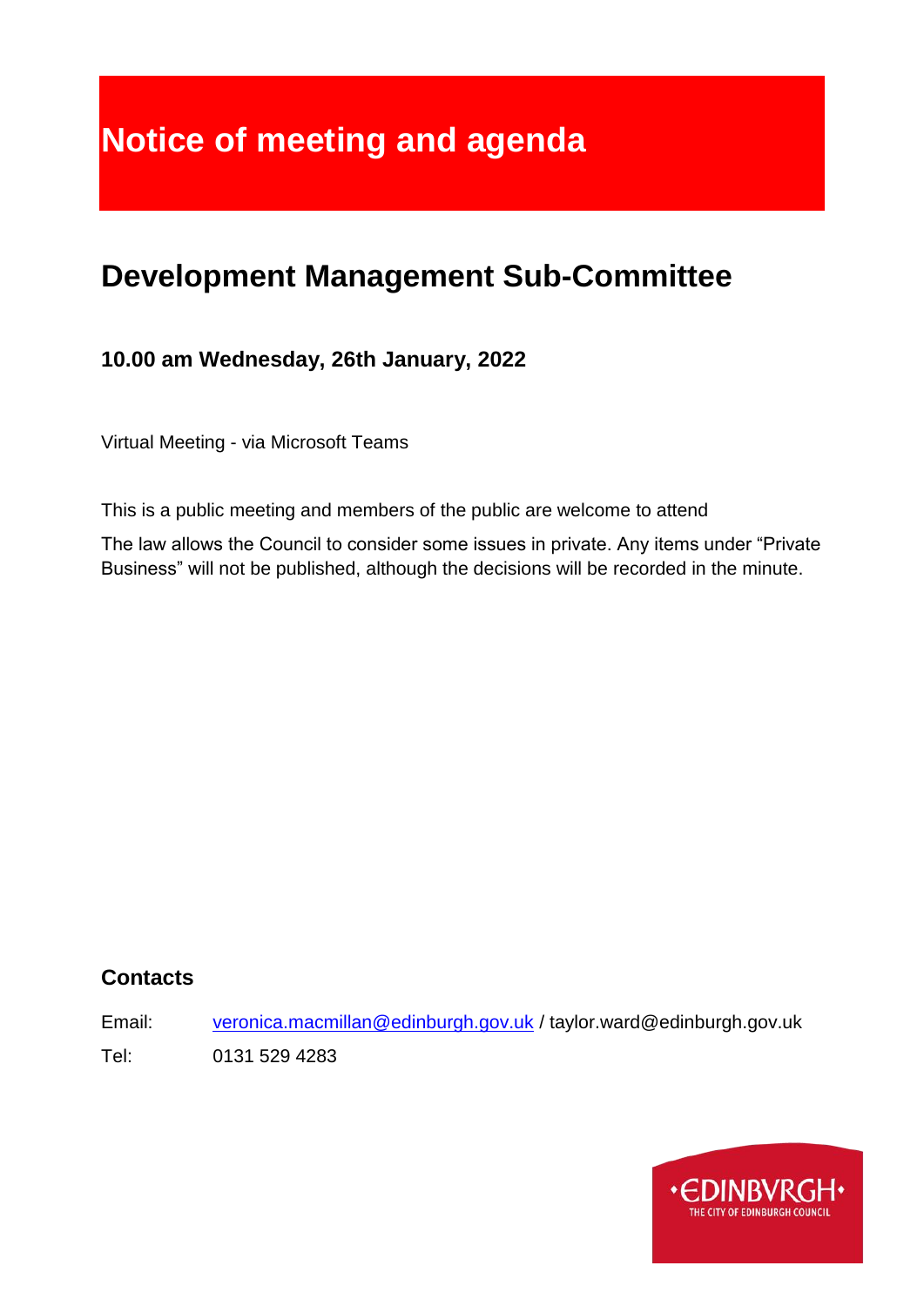# Notice of meeting and agenda

## Development Management Sub-Committee

### 10.00 am Wednesday, 26th January, 2022

Virtual Meeting - via Microsoft Teams

This is a public meeting and members of the public are welcome to attend

The law allows the Council to consider some issues in private. Any items under "Private Business" will not be published, although the decisions will be recorded in the minute.

### Contacts

Email: veronica.macmillan@edinburgh.gov.uk / taylor.ward@edinburgh.gov.uk

Tel: 0131 529 4283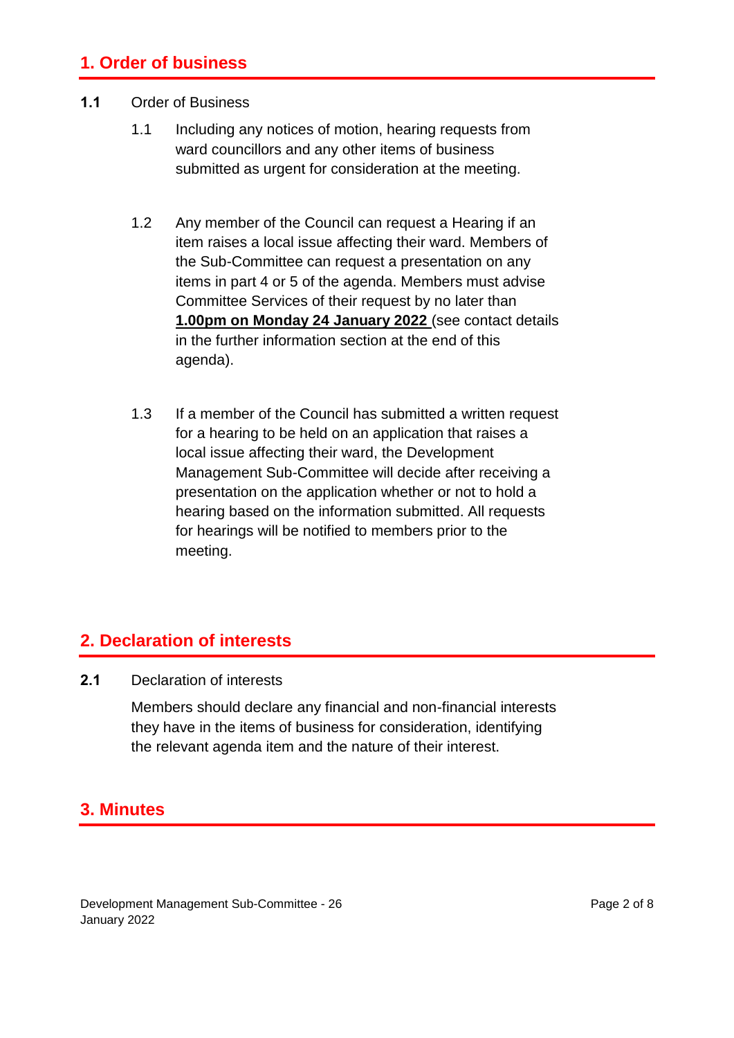## 1. Order of business

**1.1** Order of Business

1.1 Including any notices of motion, hearing requests from ward councillors and any other items of business submitted as urgent for consideration at the meeting.

1.2 Any member of the Council can request a Hearing if an item raises a local issue affecting their ward. Members of the Sub-Committee can request a presentation on any items in part 4 or 5 of the agenda. Members must advise Committee Services of their request by no later than **1.00pm on Monday 24 January 2022** (see contact details in the further information section at the end of this agenda).

1.3 If a member of the Council has submitted a written request for a hearing to be held on an application that raises a local issue affecting their ward, the Development Management Sub-Committee will decide after receiving a presentation on the application whether or not to hold a hearing based on the information submitted. All requests for hearings will be notified to members prior to the meeting.

## 2. Declaration of interests

**2.1** Declaration of interests

Members should declare any financial and non-financial interests they have in the items of business for consideration, identifying the relevant agenda item and the nature of their interest.

## 3. Minutes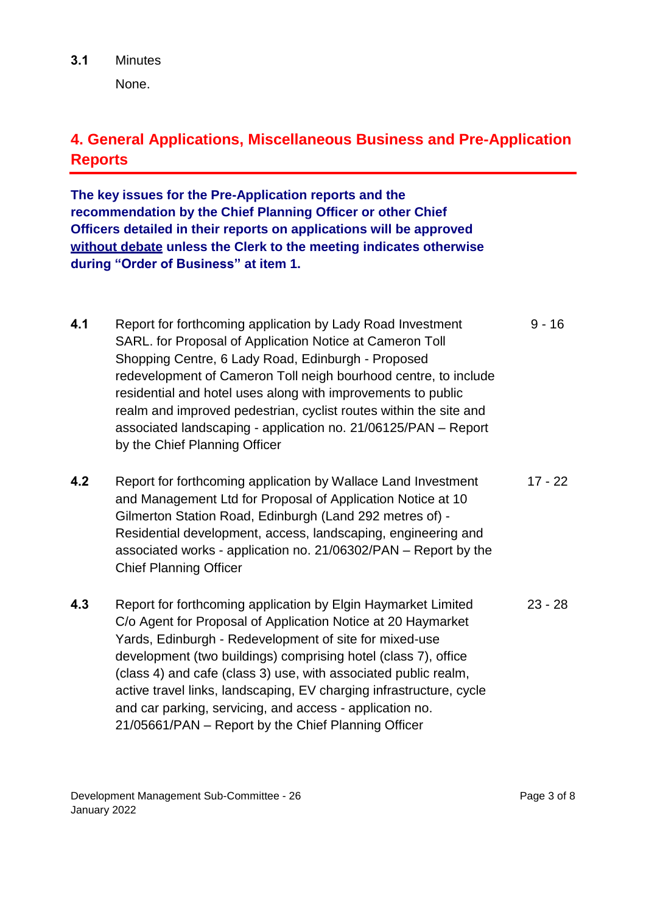**3.1** Minutes

None.

## 4. General Applications, Miscellaneous Business and Pre-Application Reports

**The key issues for the Pre-Application reports and the recommendation by the Chief Planning Officer or other Chief Officers detailed in their reports on applications will be approved <u>without debate</u> unless the Clerk to the meeting indicates otherwise during "Order of Business" at item 1.**

| | | |
|---|---|---|
| **4.1** | Report for forthcoming application by Lady Road Investment SARL. for Proposal of Application Notice at Cameron Toll Shopping Centre, 6 Lady Road, Edinburgh - Proposed redevelopment of Cameron Toll neigh bourhood centre, to include residential and hotel uses along with improvements to public realm and improved pedestrian, cyclist routes within the site and associated landscaping - application no. 21/06125/PAN – Report by the Chief Planning Officer | 9 - 16 |
| **4.2** | Report for forthcoming application by Wallace Land Investment and Management Ltd for Proposal of Application Notice at 10 Gilmerton Station Road, Edinburgh (Land 292 metres of) - Residential development, access, landscaping, engineering and associated works - application no. 21/06302/PAN – Report by the Chief Planning Officer | 17 - 22 |
| **4.3** | Report for forthcoming application by Elgin Haymarket Limited C/o Agent for Proposal of Application Notice at 20 Haymarket Yards, Edinburgh - Redevelopment of site for mixed-use development (two buildings) comprising hotel (class 7), office (class 4) and cafe (class 3) use, with associated public realm, active travel links, landscaping, EV charging infrastructure, cycle and car parking, servicing, and access - application no. 21/05661/PAN – Report by the Chief Planning Officer | 23 - 28 |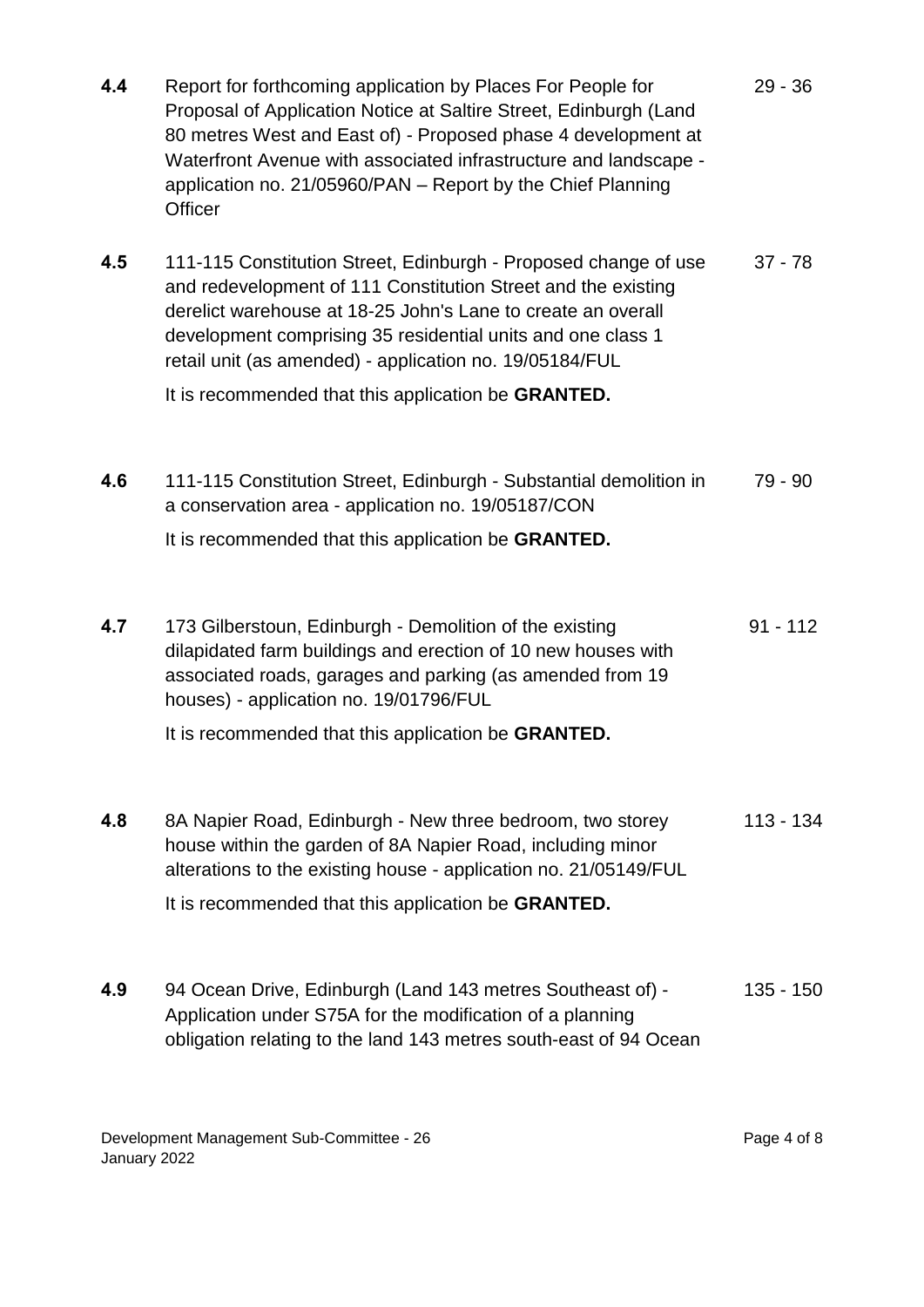| | | |
|---|---|---|
| **4.4** | Report for forthcoming application by Places For People for Proposal of Application Notice at Saltire Street, Edinburgh (Land 80 metres West and East of) - Proposed phase 4 development at Waterfront Avenue with associated infrastructure and landscape - application no. 21/05960/PAN – Report by the Chief Planning Officer | 29 - 36 |
| **4.5** | 111-115 Constitution Street, Edinburgh - Proposed change of use and redevelopment of 111 Constitution Street and the existing derelict warehouse at 18-25 John's Lane to create an overall development comprising 35 residential units and one class 1 retail unit (as amended) - application no. 19/05184/FUL<br><br>It is recommended that this application be **GRANTED.** | 37 - 78 |
| **4.6** | 111-115 Constitution Street, Edinburgh - Substantial demolition in a conservation area - application no. 19/05187/CON<br><br>It is recommended that this application be **GRANTED.** | 79 - 90 |
| **4.7** | 173 Gilberstoun, Edinburgh - Demolition of the existing dilapidated farm buildings and erection of 10 new houses with associated roads, garages and parking (as amended from 19 houses) - application no. 19/01796/FUL<br><br>It is recommended that this application be **GRANTED.** | 91 - 112 |
| **4.8** | 8A Napier Road, Edinburgh - New three bedroom, two storey house within the garden of 8A Napier Road, including minor alterations to the existing house - application no. 21/05149/FUL<br><br>It is recommended that this application be **GRANTED.** | 113 - 134 |
| **4.9** | 94 Ocean Drive, Edinburgh (Land 143 metres Southeast of) - Application under S75A for the modification of a planning obligation relating to the land 143 metres south-east of 94 Ocean | 135 - 150 |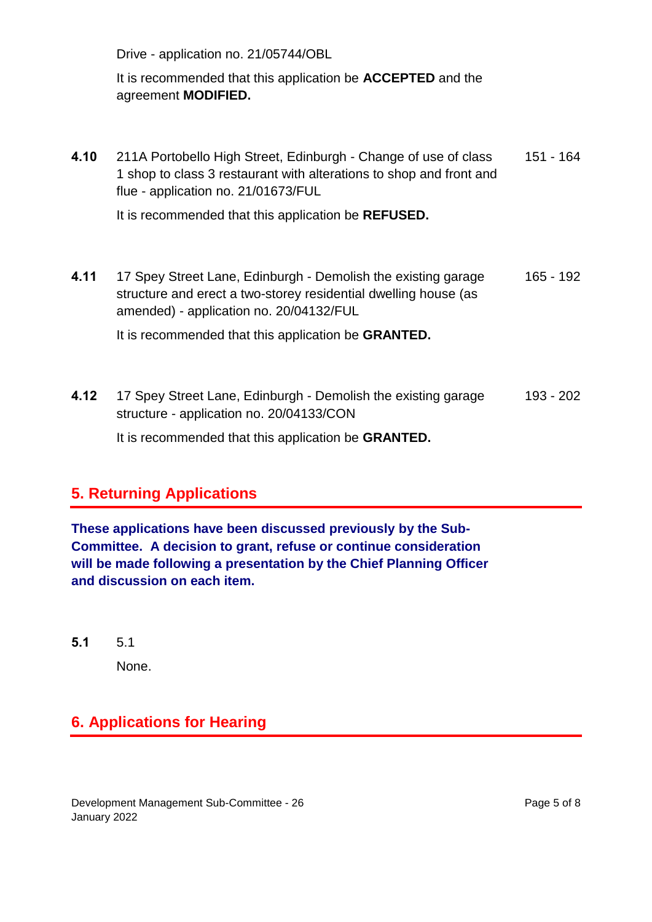Drive - application no. 21/05744/OBL

It is recommended that this application be **ACCEPTED** and the agreement **MODIFIED.**

**4.10** 211A Portobello High Street, Edinburgh - Change of use of class 1 shop to class 3 restaurant with alterations to shop and front and flue - application no. 21/01673/FUL — 151 - 164

It is recommended that this application be **REFUSED.**

**4.11** 17 Spey Street Lane, Edinburgh - Demolish the existing garage structure and erect a two-storey residential dwelling house (as amended) - application no. 20/04132/FUL — 165 - 192

It is recommended that this application be **GRANTED.**

**4.12** 17 Spey Street Lane, Edinburgh - Demolish the existing garage structure - application no. 20/04133/CON — 193 - 202

It is recommended that this application be **GRANTED.**

## 5. Returning Applications

**These applications have been discussed previously by the Sub-Committee. A decision to grant, refuse or continue consideration will be made following a presentation by the Chief Planning Officer and discussion on each item.**

**5.1** 5.1

None.

## 6. Applications for Hearing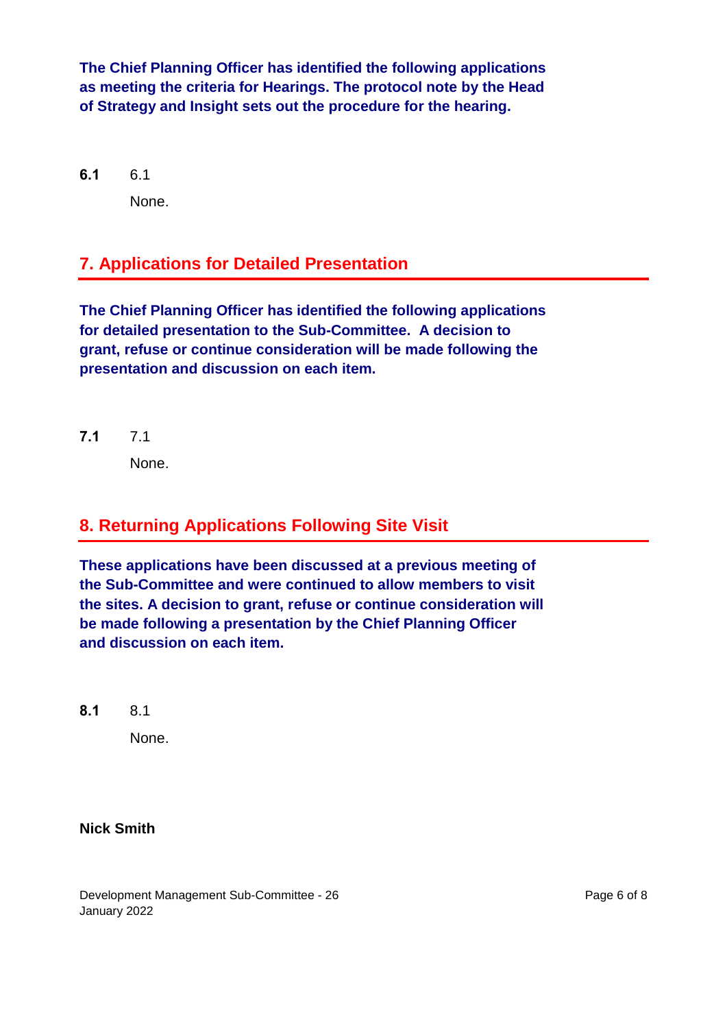**The Chief Planning Officer has identified the following applications as meeting the criteria for Hearings. The protocol note by the Head of Strategy and Insight sets out the procedure for the hearing.**

**6.1** 6.1

None.

## 7. Applications for Detailed Presentation

**The Chief Planning Officer has identified the following applications for detailed presentation to the Sub-Committee. A decision to grant, refuse or continue consideration will be made following the presentation and discussion on each item.**

**7.1** 7.1

None.

## 8. Returning Applications Following Site Visit

**These applications have been discussed at a previous meeting of the Sub-Committee and were continued to allow members to visit the sites. A decision to grant, refuse or continue consideration will be made following a presentation by the Chief Planning Officer and discussion on each item.**

**8.1** 8.1

None.

**Nick Smith**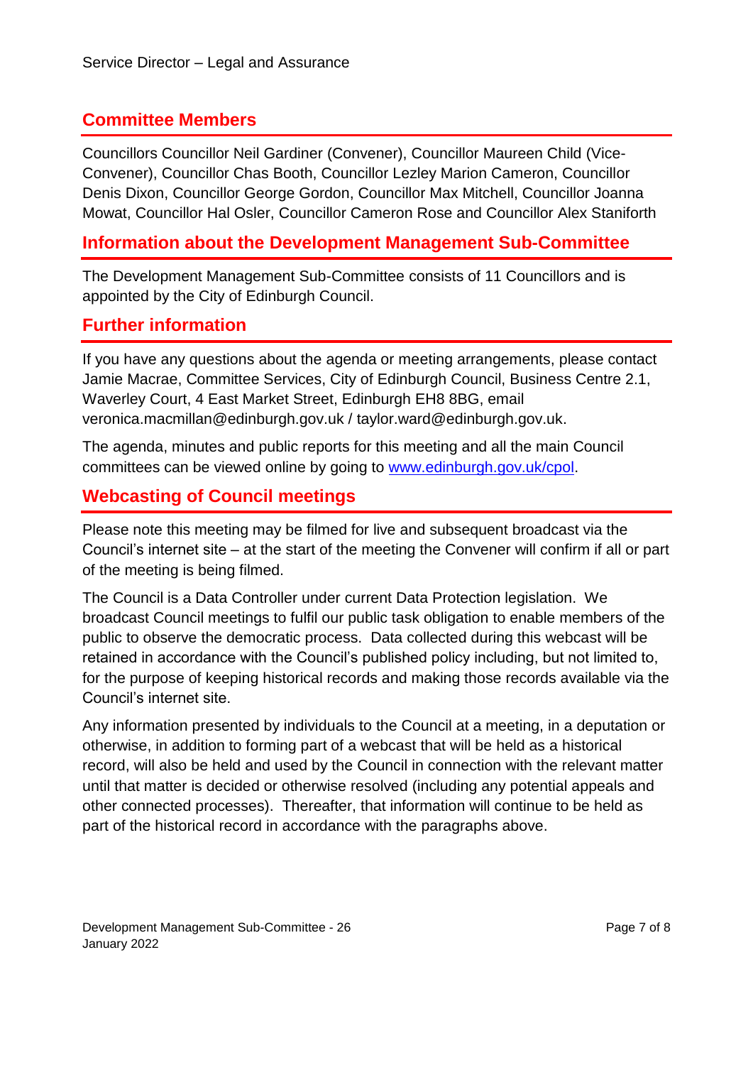Service Director – Legal and Assurance

## Committee Members

Councillors Councillor Neil Gardiner (Convener), Councillor Maureen Child (Vice-Convener), Councillor Chas Booth, Councillor Lezley Marion Cameron, Councillor Denis Dixon, Councillor George Gordon, Councillor Max Mitchell, Councillor Joanna Mowat, Councillor Hal Osler, Councillor Cameron Rose and Councillor Alex Staniforth

## Information about the Development Management Sub-Committee

The Development Management Sub-Committee consists of 11 Councillors and is appointed by the City of Edinburgh Council.

## Further information

If you have any questions about the agenda or meeting arrangements, please contact Jamie Macrae, Committee Services, City of Edinburgh Council, Business Centre 2.1, Waverley Court, 4 East Market Street, Edinburgh EH8 8BG, email veronica.macmillan@edinburgh.gov.uk / taylor.ward@edinburgh.gov.uk.

The agenda, minutes and public reports for this meeting and all the main Council committees can be viewed online by going to [www.edinburgh.gov.uk/cpol](www.edinburgh.gov.uk/cpol).

## Webcasting of Council meetings

Please note this meeting may be filmed for live and subsequent broadcast via the Council's internet site – at the start of the meeting the Convener will confirm if all or part of the meeting is being filmed.

The Council is a Data Controller under current Data Protection legislation. We broadcast Council meetings to fulfil our public task obligation to enable members of the public to observe the democratic process. Data collected during this webcast will be retained in accordance with the Council's published policy including, but not limited to, for the purpose of keeping historical records and making those records available via the Council's internet site.

Any information presented by individuals to the Council at a meeting, in a deputation or otherwise, in addition to forming part of a webcast that will be held as a historical record, will also be held and used by the Council in connection with the relevant matter until that matter is decided or otherwise resolved (including any potential appeals and other connected processes). Thereafter, that information will continue to be held as part of the historical record in accordance with the paragraphs above.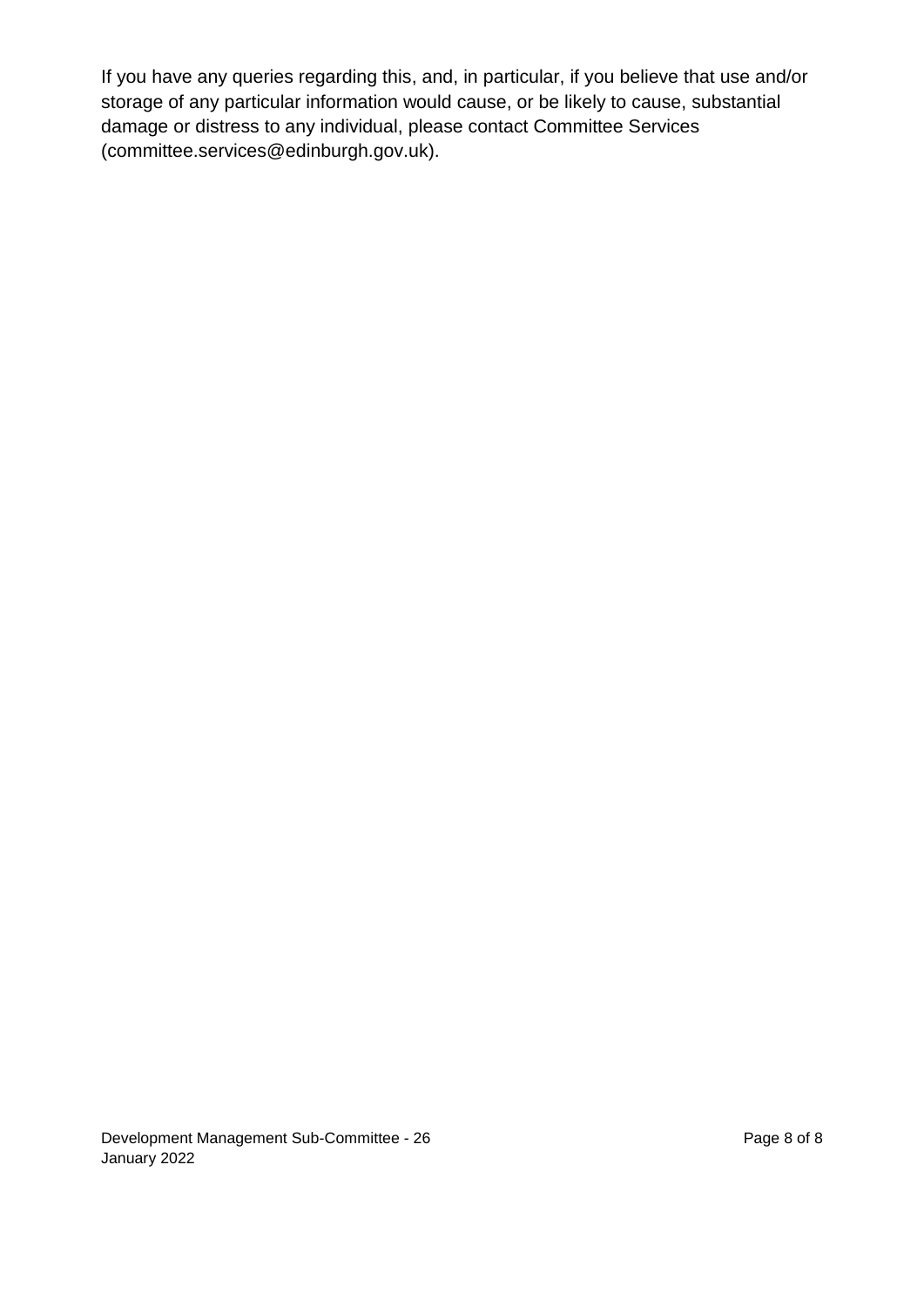If you have any queries regarding this, and, in particular, if you believe that use and/or storage of any particular information would cause, or be likely to cause, substantial damage or distress to any individual, please contact Committee Services (committee.services@edinburgh.gov.uk).